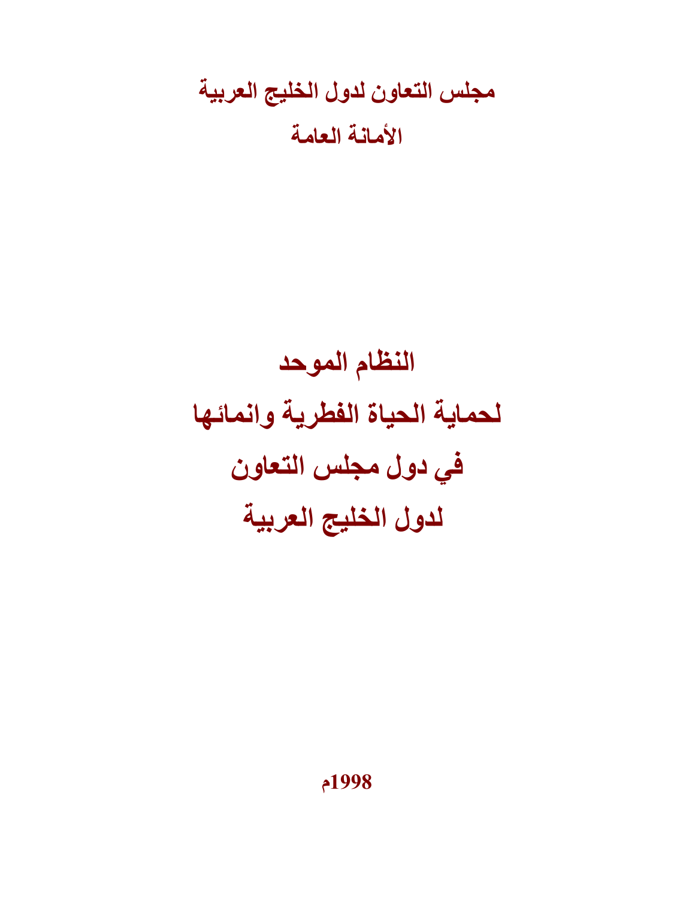**مجلس التعاون لدول الخليج العربية**

**الأمانة العامة**

# النظام الموحد
# لحماية الحياة الفطرية وانمائها
# في دول مجلس التعاون
# لدول الخليج العربية

**1998م**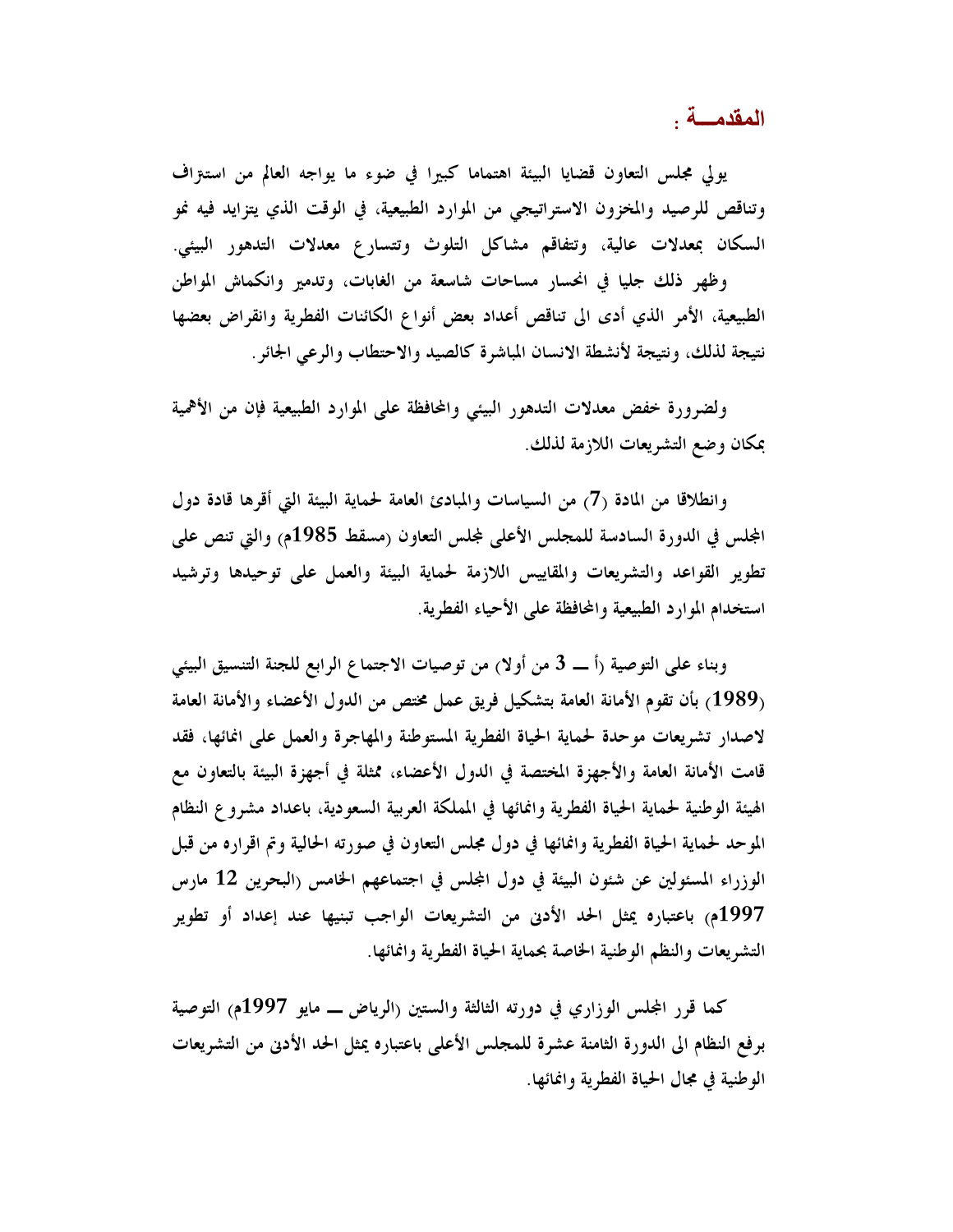## المقدمـــة :

يولي مجلس التعاون قضايا البيئة اهتماما كبيرا في ضوء ما يواجه العالم من استنزاف وتناقص للرصيد والمخزون الاستراتيجي من الموارد الطبيعية، في الوقت الذي يتزايد فيه نمو السكان بمعدلات عالية، وتتفاقم مشاكل التلوث وتتسارع معدلات التدهور البيئي.

وظهر ذلك جليا في انحسار مساحات شاسعة من الغابات، وتدمير وانكماش المواطن الطبيعية، الأمر الذي أدى الى تناقص أعداد بعض أنواع الكائنات الفطرية وانقراض بعضها نتيجة لذلك، ونتيجة لأنشطة الانسان المباشرة كالصيد والاحتطاب والرعي الجائر.

ولضرورة خفض معدلات التدهور البيئي والمحافظة على الموارد الطبيعية فإن من الأهمية بمكان وضع التشريعات اللازمة لذلك.

وانطلاقا من المادة (7) من السياسات والمبادئ العامة لحماية البيئة التي أقرها قادة دول المجلس في الدورة السادسة للمجلس الأعلى لمجلس التعاون (مسقط 1985م) والتي تنص على تطوير القواعد والتشريعات والمقاييس اللازمة لحماية البيئة والعمل على توحيدها وترشيد استخدام الموارد الطبيعية والمحافظة على الأحياء الفطرية.

وبناء على التوصية (أ ـــ 3 من أولا) من توصيات الاجتماع الرابع للجنة التنسيق البيئي (1989) بأن تقوم الأمانة العامة بتشكيل فريق عمل مختص من الدول الأعضاء والأمانة العامة لاصدار تشريعات موحدة لحماية الحياة الفطرية المستوطنة والمهاجرة والعمل على انمائها، فقد قامت الأمانة العامة والأجهزة المختصة في الدول الأعضاء، ممثلة في أجهزة البيئة بالتعاون مع الهيئة الوطنية لحماية الحياة الفطرية وانمائها في المملكة العربية السعودية، باعداد مشروع النظام الموحد لحماية الحياة الفطرية وانمائها في دول مجلس التعاون في صورته الحالية وتم اقراره من قبل الوزراء المسئولين عن شئون البيئة في دول المجلس في اجتماعهم الخامس (البحرين 12 مارس 1997م) باعتباره يمثل الحد الأدنى من التشريعات الواجب تبنيها عند إعداد أو تطوير التشريعات والنظم الوطنية الخاصة بحماية الحياة الفطرية وانمائها.

كما قرر المجلس الوزاري في دورته الثالثة والستين (الرياض ـــ مايو 1997م) التوصية برفع النظام الى الدورة الثامنة عشرة للمجلس الأعلى باعتباره يمثل الحد الأدنى من التشريعات الوطنية في مجال الحياة الفطرية وانمائها.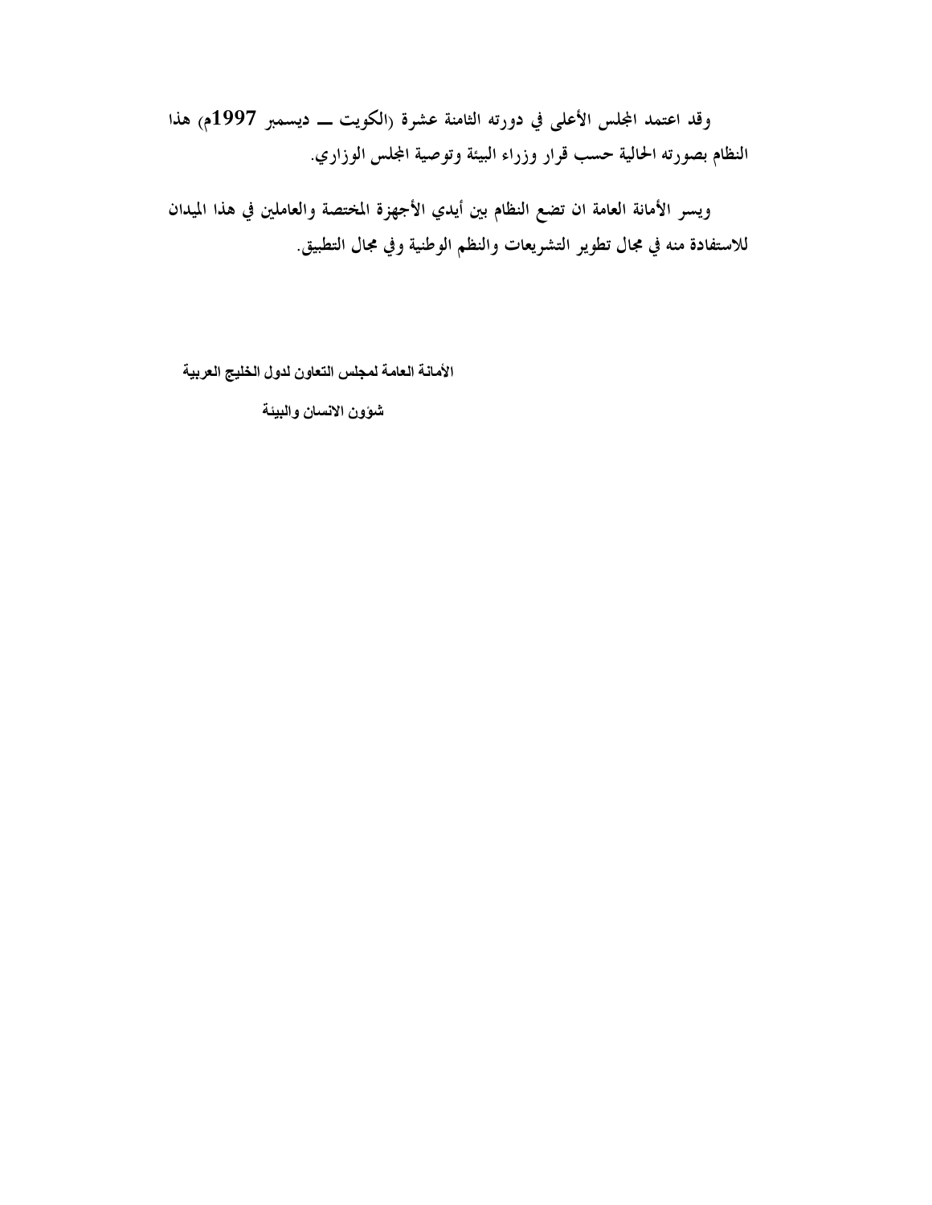**وقد اعتمد المجلس الأعلى في دورته الثامنة عشرة (الكويت ـــ ديسمبر 1997م) هذا النظام بصورته الحالية حسب قرار وزراء البيئة وتوصية المجلس الوزاري.**

**ويسر الأمانة العامة ان تضع النظام بين أيدي الأجهزة المختصة والعاملين في هذا الميدان للاستفادة منه في مجال تطوير التشريعات والنظم الوطنية وفي مجال التطبيق.**

**الأمانة العامة لمجلس التعاون لدول الخليج العربية**

**شؤون الانسان والبيئة**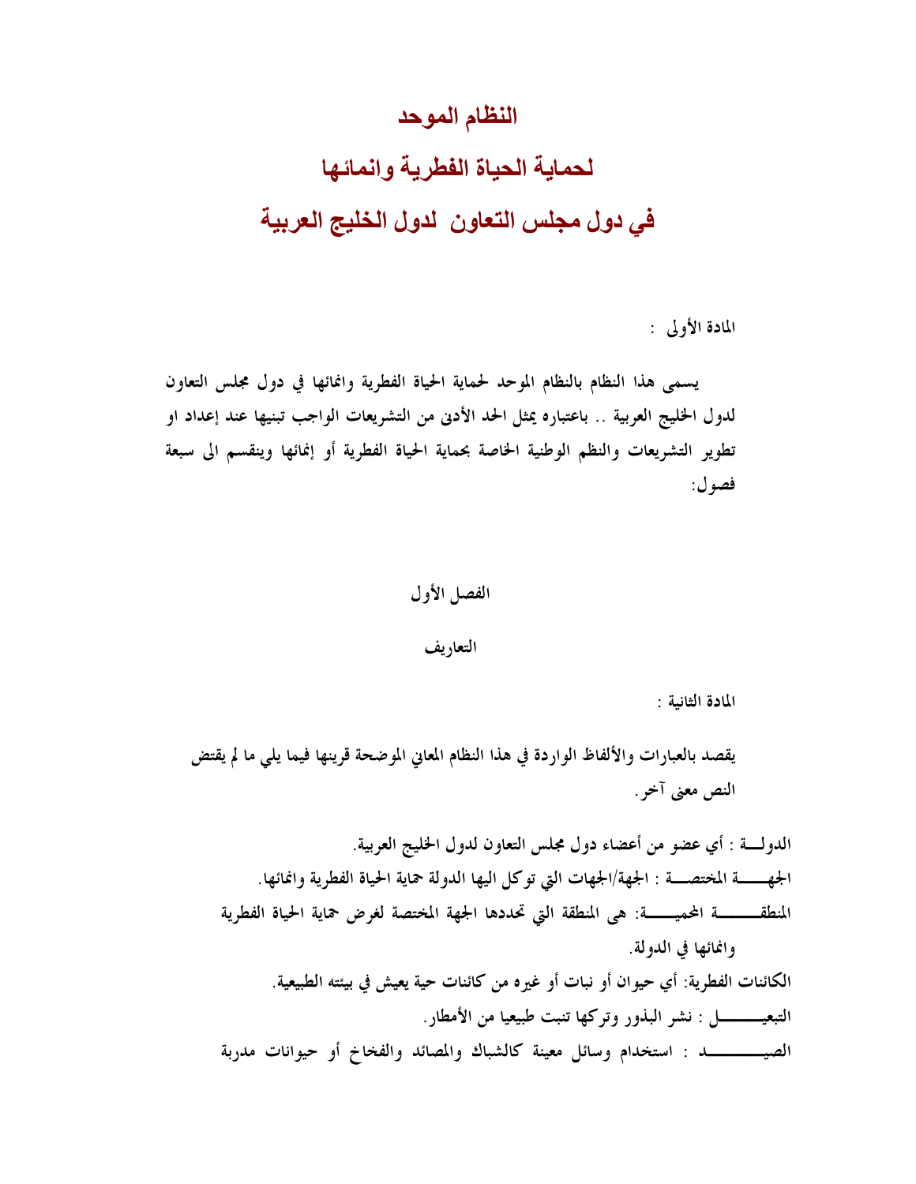# النظام الموحد

# لحماية الحياة الفطرية وانمائها

# في دول مجلس التعاون لدول الخليج العربية

المادة الأولى :

يسمى هذا النظام بالنظام الموحد لحماية الحياة الفطرية وانمائها في دول مجلس التعاون لدول الخليج العربية .. باعتباره يمثل الحد الأدنى من التشريعات الواجب تبنيها عند إعداد او تطوير التشريعات والنظم الوطنية الخاصة بحماية الحياة الفطرية أو إنمائها وينقسم الى سبعة فصول:

## الفصل الأول

### التعاريف

المادة الثانية :

يقصد بالعبارات والألفاظ الواردة في هذا النظام المعاني الموضحة قرينها فيما يلي ما لم يقتض النص معنى آخر.

الدولــة : أي عضو من أعضاء دول مجلس التعاون لدول الخليج العربية.

الجهــــة المختصــة : الجهة/الجهات التي توكل اليها الدولة حماية الحياة الفطرية وانمائها.

المنطقـــــة المحميــــة: هى المنطقة التي تحددها الجهة المختصة لغرض حماية الحياة الفطرية وانمائها في الدولة.

الكائنات الفطرية: أي حيوان أو نبات أو غيره من كائنات حية يعيش في بيئته الطبيعية.

التبعيــــــل : نشر البذور وتركها تنبت طبيعيا من الأمطار.

الصيــــــــد : استخدام وسائل معينة كالشباك والمصائد والفخاخ أو حيوانات مدربة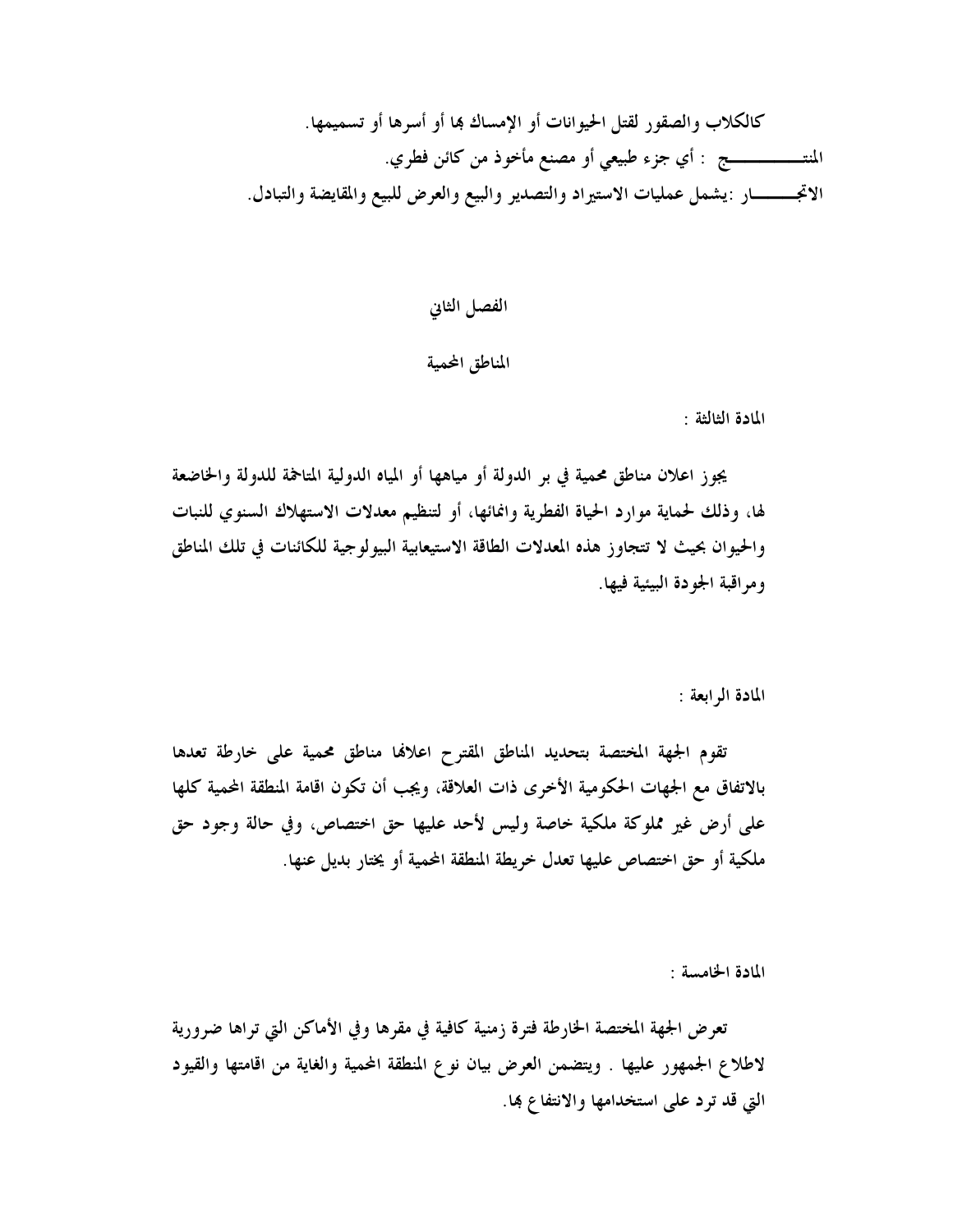كالكلاب والصقور لقتل الحيوانات أو الإمساك بها أو أسرها أو تسميمها.

**المنتــــــــــج** : أي جزء طبيعي أو مصنع مأخوذ من كائن فطري.

**الاتجـــــــار** :يشمل عمليات الاستيراد والتصدير والبيع والعرض للبيع والمقايضة والتبادل.

## الفصل الثاني

## المناطق المحمية

**المادة الثالثة :**

يجوز اعلان مناطق محمية في بر الدولة أو مياهها أو المياه الدولية المتاخمة للدولة والخاضعة لها، وذلك لحماية موارد الحياة الفطرية وانمائها، أو لتنظيم معدلات الاستهلاك السنوي للنبات والحيوان بحيث لا تتجاوز هذه المعدلات الطاقة الاستيعابية البيولوجية للكائنات في تلك المناطق ومراقبة الجودة البيئية فيها.

**المادة الرابعة :**

تقوم الجهة المختصة بتحديد المناطق المقترح اعلانها مناطق محمية على خارطة تعدها بالاتفاق مع الجهات الحكومية الأخرى ذات العلاقة، ويجب أن تكون اقامة المنطقة المحمية كلها على أرض غير مملوكة ملكية خاصة وليس لأحد عليها حق اختصاص، وفي حالة وجود حق ملكية أو حق اختصاص عليها تعدل خريطة المنطقة المحمية أو يختار بديل عنها.

**المادة الخامسة :**

تعرض الجهة المختصة الخارطة فترة زمنية كافية في مقرها وفي الأماكن التي تراها ضرورية لاطلاع الجمهور عليها . ويتضمن العرض بيان نوع المنطقة المحمية والغاية من اقامتها والقيود التي قد ترد على استخدامها والانتفاع بها.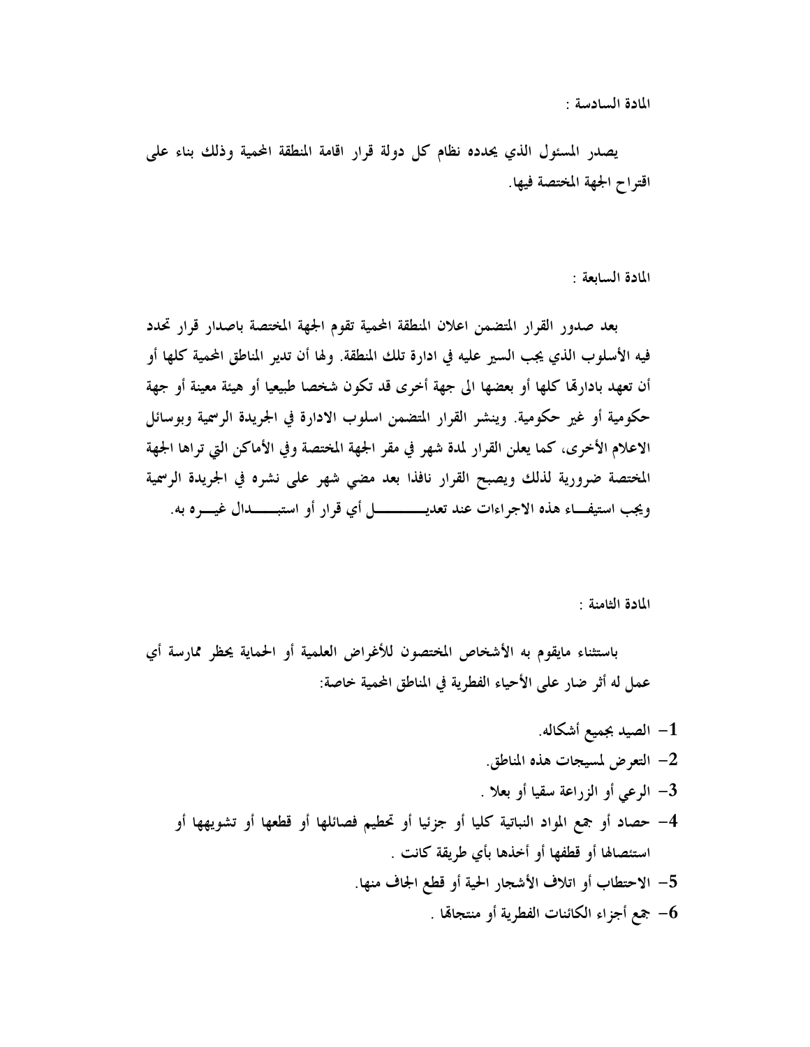المادة السادسة :

يصدر المسئول الذي يحدده نظام كل دولة قرار اقامة المنطقة المحمية وذلك بناء على اقتراح الجهة المختصة فيها.

المادة السابعة :

بعد صدور القرار المتضمن اعلان المنطقة المحمية تقوم الجهة المختصة باصدار قرار تحدد فيه الأسلوب الذي يجب السير عليه في ادارة تلك المنطقة. ولها أن تدير المناطق المحمية كلها أو أن تعهد بادارتها كلها أو بعضها الى جهة أخرى قد تكون شخصا طبيعيا أو هيئة معينة أو جهة حكومية أو غير حكومية. وينشر القرار المتضمن اسلوب الادارة في الجريدة الرسمية وبوسائل الاعلام الأخرى، كما يعلن القرار لمدة شهر في مقر الجهة المختصة وفي الأماكن التي تراها الجهة المختصة ضرورية لذلك ويصبح القرار نافذا بعد مضي شهر على نشره في الجريدة الرسمية ويجب استيفاء هذه الاجراءات عند تعديل أي قرار أو استبدال غيره به.

المادة الثامنة :

باستثناء مايقوم به الأشخاص المختصون للأغراض العلمية أو الحماية يحظر ممارسة أي عمل له أثر ضار على الأحياء الفطرية في المناطق المحمية خاصة:

1- الصيد بجميع أشكاله.
2- التعرض لمسيجات هذه المناطق.
3- الرعي أو الزراعة سقيا أو بعلا .
4- حصاد أو جمع المواد النباتية كليا أو جزئيا أو تحطيم فصائلها أو قطعها أو تشويهها أو استئصالها أو قطفها أو أخذها بأي طريقة كانت .
5- الاحتطاب أو اتلاف الأشجار الحية أو قطع الجاف منها.
6- جمع أجزاء الكائنات الفطرية أو منتجاتها .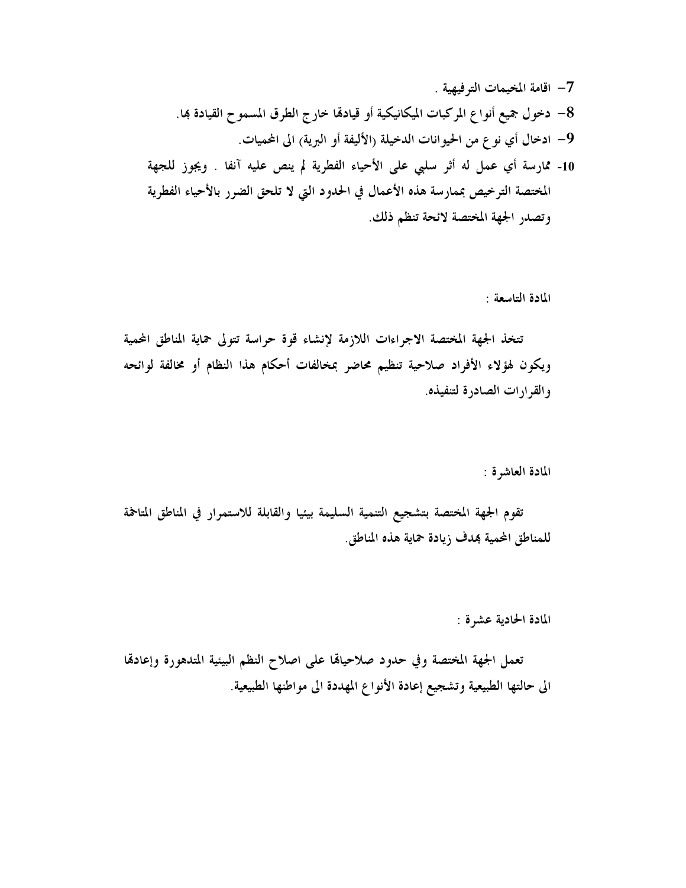7- اقامة المخيمات الترفيهية .

8- دخول جميع أنواع المركبات الميكانيكية أو قيادها خارج الطرق المسموح القيادة بها.

9- ادخال أي نوع من الحيوانات الدخيلة (الأليفة أو البرية) الى المحميات.

10- ممارسة أي عمل له أثر سلبي على الأحياء الفطرية لم ينص عليه آنفا . ويجوز للجهة المختصة الترخيص بممارسة هذه الأعمال في الحدود التي لا تلحق الضرر بالأحياء الفطرية وتصدر الجهة المختصة لائحة تنظم ذلك.

المادة التاسعة :

تتخذ الجهة المختصة الاجراءات اللازمة لإنشاء قوة حراسة تتولى حماية المناطق المحمية ويكون لهؤلاء الأفراد صلاحية تنظيم محاضر بمخالفات أحكام هذا النظام أو مخالفة لوائحه والقرارات الصادرة لتنفيذه.

المادة العاشرة :

تقوم الجهة المختصة بتشجيع التنمية السليمة بيئيا والقابلة للاستمرار في المناطق المتاخمة للمناطق المحمية بهدف زيادة حماية هذه المناطق.

المادة الحادية عشرة :

تعمل الجهة المختصة وفي حدود صلاحياتها على اصلاح النظم البيئية المتدهورة وإعادتها الى حالتها الطبيعية وتشجيع إعادة الأنواع المهددة الى مواطنها الطبيعية.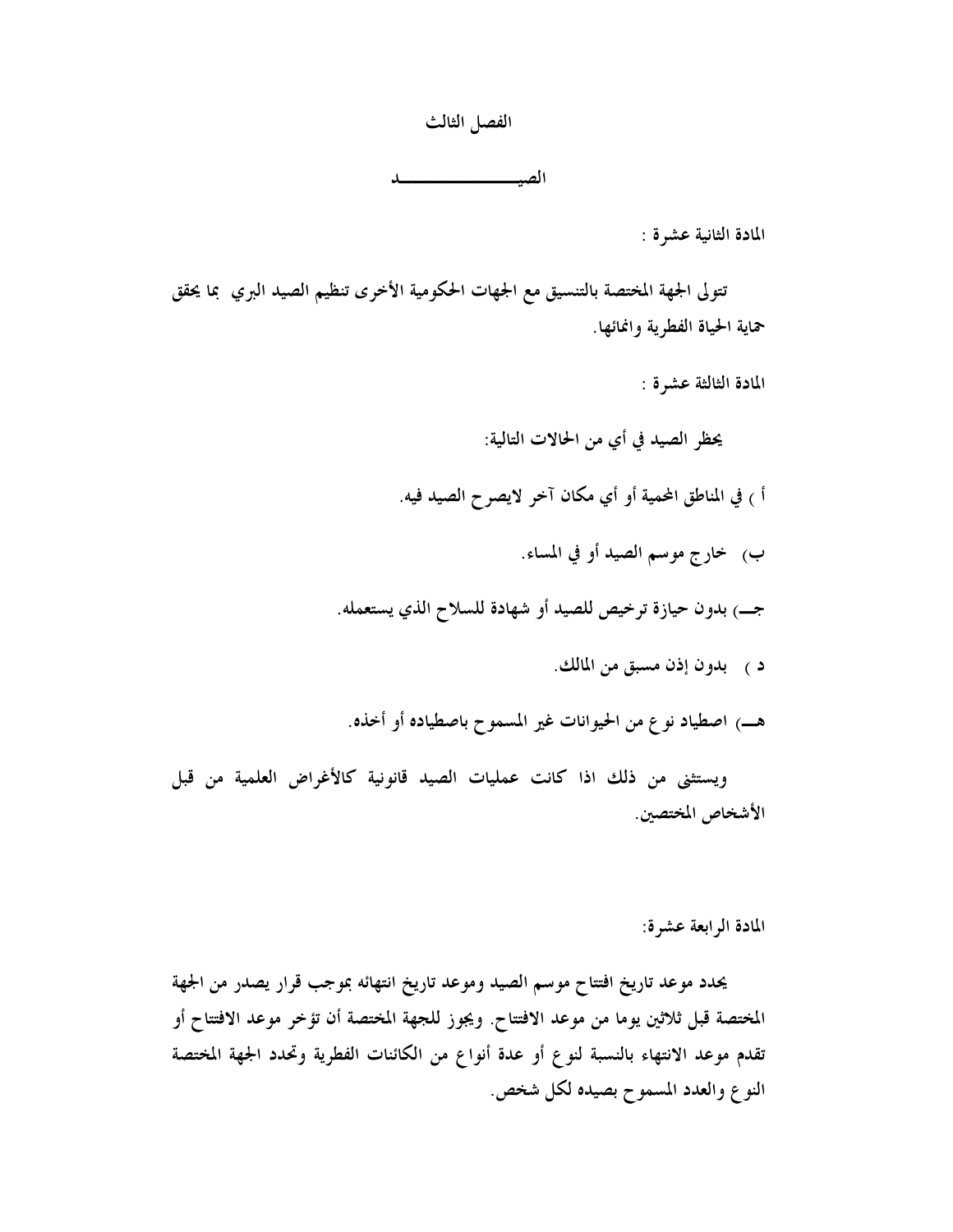## الفصل الثالث

## الصيـــــــــــــــــد

**المادة الثانية عشرة :**

تتولى الجهة المختصة بالتنسيق مع الجهات الحكومية الأخرى تنظيم الصيد البري بما يحقق حماية الحياة الفطرية وانمائها.

**المادة الثالثة عشرة :**

يحظر الصيد في أي من الحالات التالية:

أ ) في المناطق المحمية أو أي مكان آخر لايصرح الصيد فيه.

ب) خارج موسم الصيد أو في المساء.

جـ) بدون حيازة ترخيص للصيد أو شهادة للسلاح الذي يستعمله.

د ) بدون إذن مسبق من المالك.

هـ) اصطياد نوع من الحيوانات غير المسموح باصطياده أو أخذه.

ويستثنى من ذلك اذا كانت عمليات الصيد قانونية كالأغراض العلمية من قبل الأشخاص المختصين.

**المادة الرابعة عشرة:**

يحدد موعد تاريخ افتتاح موسم الصيد وموعد تاريخ انتهائه بموجب قرار يصدر من الجهة المختصة قبل ثلاثين يوما من موعد الافتتاح. ويجوز للجهة المختصة أن تؤخر موعد الافتتاح أو تقدم موعد الانتهاء بالنسبة لنوع أو عدة أنواع من الكائنات الفطرية وتحدد الجهة المختصة النوع والعدد المسموح بصيده لكل شخص.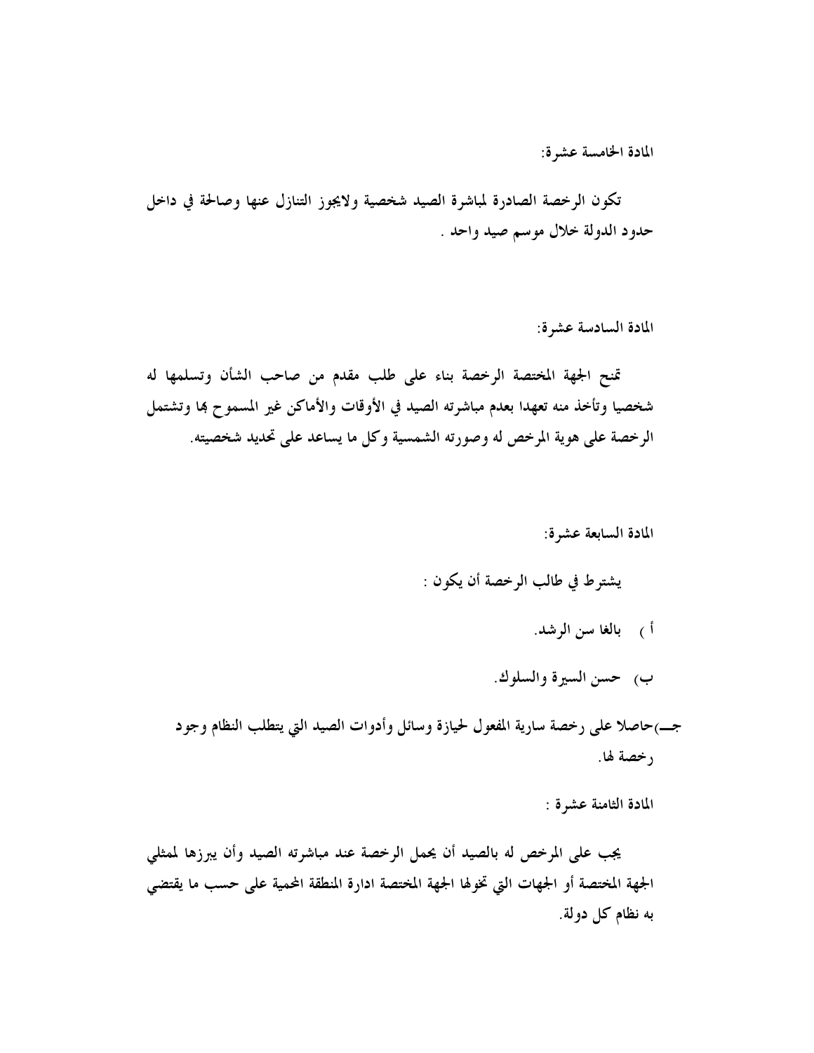**المادة الخامسة عشرة:**

**تكون الرخصة الصادرة لمباشرة الصيد شخصية ولايجوز التنازل عنها وصالحة في داخل حدود الدولة خلال موسم صيد واحد .**

**المادة السادسة عشرة:**

**تمنح الجهة المختصة الرخصة بناء على طلب مقدم من صاحب الشأن وتسلمها له شخصيا وتأخذ منه تعهدا بعدم مباشرته الصيد في الأوقات والأماكن غير المسموح بها وتشتمل الرخصة على هوية المرخص له وصورته الشمسية وكل ما يساعد على تحديد شخصيته.**

**المادة السابعة عشرة:**

**يشترط في طالب الرخصة أن يكون :**

**أ ) بالغا سن الرشد.**

**ب) حسن السيرة والسلوك.**

**جـ)حاصلا على رخصة سارية المفعول لحيازة وسائل وأدوات الصيد التي يتطلب النظام وجود رخصة لها.**

**المادة الثامنة عشرة :**

**يجب على المرخص له بالصيد أن يحمل الرخصة عند مباشرته الصيد وأن يبرزها لممثلي الجهة المختصة أو الجهات التي تخولها الجهة المختصة ادارة المنطقة المحمية على حسب ما يقتضي به نظام كل دولة.**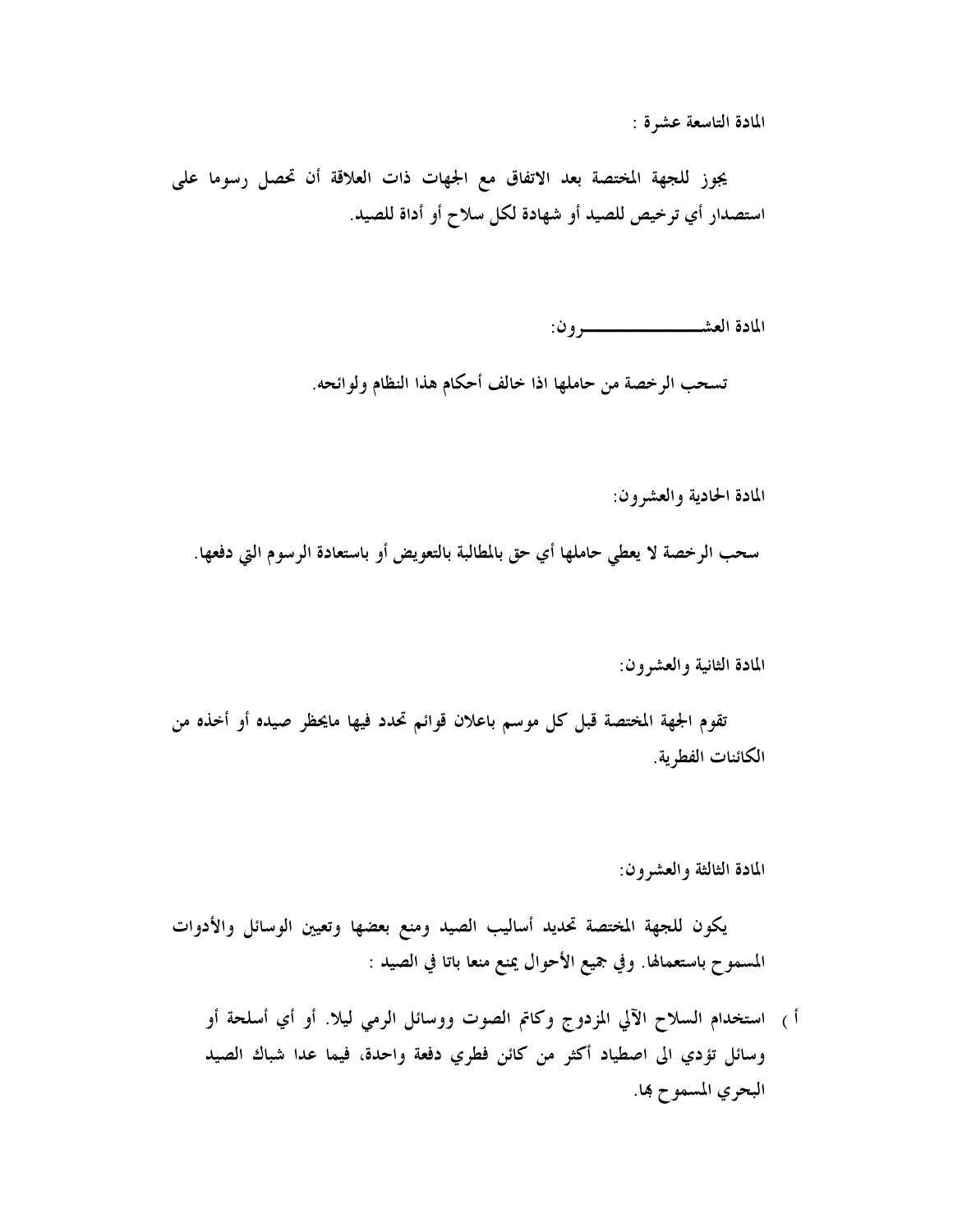المادة التاسعة عشرة :

يجوز للجهة المختصة بعد الاتفاق مع الجهات ذات العلاقة أن تحصل رسوما على استصدار أي ترخيص للصيد أو شهادة لكل سلاح أو أداة للصيد.

المادة العشــــــــــــــــــرون:

تسحب الرخصة من حاملها اذا خالف أحكام هذا النظام ولوائحه.

المادة الحادية والعشرون:

سحب الرخصة لا يعطي حاملها أي حق بالمطالبة بالتعويض أو باستعادة الرسوم التي دفعها.

المادة الثانية والعشرون:

تقوم الجهة المختصة قبل كل موسم باعلان قوائم تحدد فيها مايحظر صيده أو أخذه من الكائنات الفطرية.

المادة الثالثة والعشرون:

يكون للجهة المختصة تحديد أساليب الصيد ومنع بعضها وتعيين الوسائل والأدوات المسموح باستعمالها. وفي جميع الأحوال يمنع منعا باتا في الصيد :

أ ) استخدام السلاح الآلي المزدوج وكاتم الصوت ووسائل الرمي ليلا. أو أي أسلحة أو وسائل تؤدي الى اصطياد أكثر من كائن فطري دفعة واحدة، فيما عدا شباك الصيد البحري المسموح بها.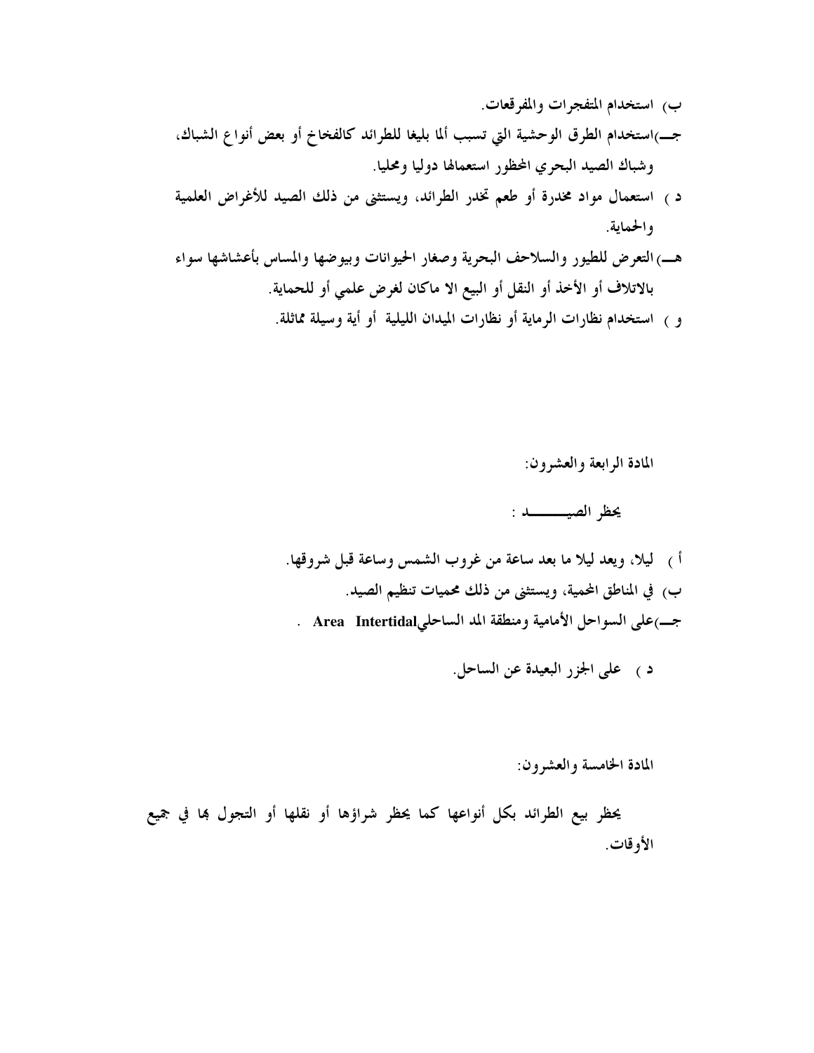ب) استخدام المتفجرات والمفرقعات.

جـ)استخدام الطرق الوحشية التي تسبب ألما بليغا للطرائد كالفخاخ أو بعض أنواع الشباك، وشباك الصيد البحري المحظور استعمالها دوليا ومحليا.

د ) استعمال مواد مخدرة أو طعم تخدر الطرائد، ويستثنى من ذلك الصيد للأغراض العلمية والحماية.

هـ) التعرض للطيور والسلاحف البحرية وصغار الحيوانات وبيوضها والمساس بأعشاشها سواء بالاتلاف أو الأخذ أو النقل أو البيع الا ماكان لغرض علمي أو للحماية.

و ) استخدام نظارات الرماية أو نظارات الميدان الليلية أو أية وسيلة مماثلة.

المادة الرابعة والعشرون:

يحظر الصيـــــد :

أ ) ليلا، ويعد ليلا ما بعد ساعة من غروب الشمس وساعة قبل شروقها.

ب) في المناطق المحمية، ويستثنى من ذلك محميات تنظيم الصيد.

جـ)على السواحل الأمامية ومنطقة المد الساحليArea Intertidal .

د ) على الجزر البعيدة عن الساحل.

المادة الخامسة والعشرون:

يحظر بيع الطرائد بكل أنواعها كما يحظر شراؤها أو نقلها أو التجول بها في جميع الأوقات.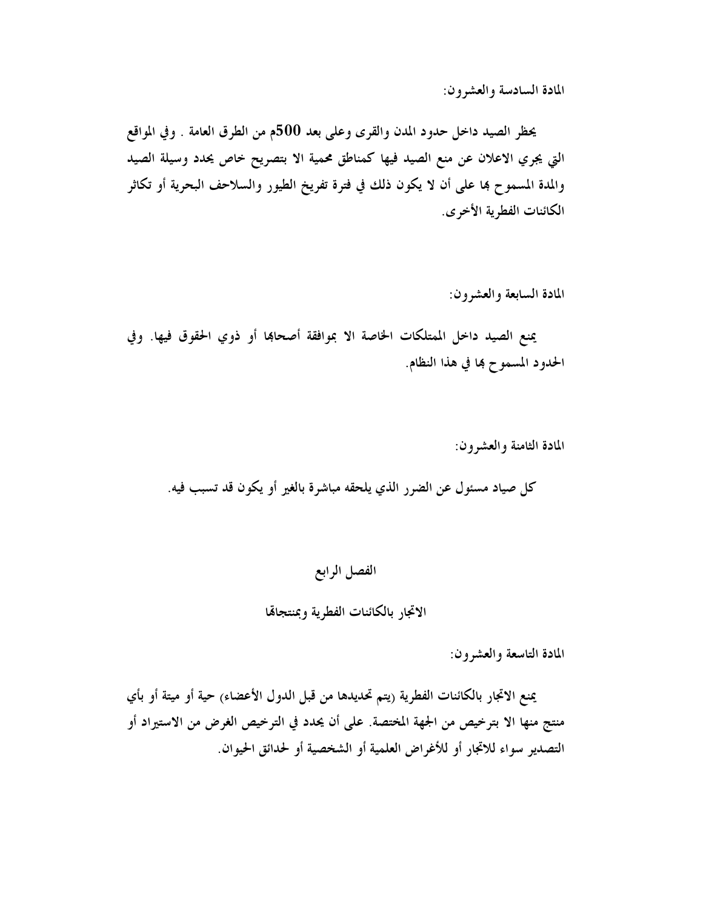المادة السادسة والعشرون:

يحظر الصيد داخل حدود المدن والقرى وعلى بعد 500م من الطرق العامة . وفي المواقع التي يجري الاعلان عن منع الصيد فيها كمناطق محمية الا بتصريح خاص يحدد وسيلة الصيد والمدة المسموح بها على أن لا يكون ذلك في فترة تفريخ الطيور والسلاحف البحرية أو تكاثر الكائنات الفطرية الأخرى.

المادة السابعة والعشرون:

يمنع الصيد داخل الممتلكات الخاصة الا بموافقة أصحابها أو ذوي الحقوق فيها. وفي الحدود المسموح بها في هذا النظام.

المادة الثامنة والعشرون:

كل صياد مسئول عن الضرر الذي يلحقه مباشرة بالغير أو يكون قد تسبب فيه.

## الفصل الرابع

## الاتجار بالكائنات الفطرية ومنتجاتها

المادة التاسعة والعشرون:

يمنع الاتجار بالكائنات الفطرية (يتم تحديدها من قبل الدول الأعضاء) حية أو ميتة أو بأي منتج منها الا بترخيص من الجهة المختصة. على أن يحدد في الترخيص الغرض من الاستيراد أو التصدير سواء للاتجار أو للأغراض العلمية أو الشخصية أو لحدائق الحيوان.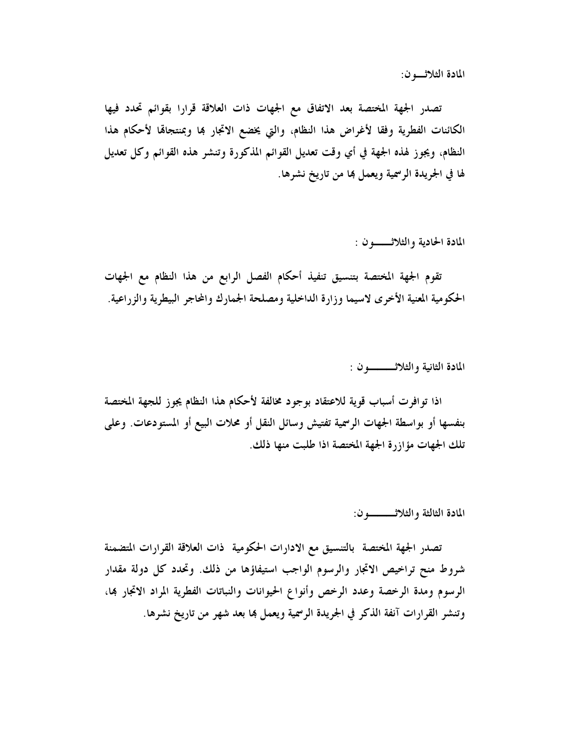المادة الثلاثـــون:

تصدر الجهة المختصة بعد الاتفاق مع الجهات ذات العلاقة قرارا بقوائم تحدد فيها الكائنات الفطرية وفقا لأغراض هذا النظام، والتي يخضع الاتجار بها وبمنتجاتها لأحكام هذا النظام، ويجوز لهذه الجهة في أي وقت تعديل القوائم المذكورة وتنشر هذه القوائم وكل تعديل لها في الجريدة الرسمية ويعمل بها من تاريخ نشرها.

المادة الحادية والثلاثـــــــون :

تقوم الجهة المختصة بتنسيق تنفيذ أحكام الفصل الرابع من هذا النظام مع الجهات الحكومية المعنية الأخرى لاسيما وزارة الداخلية ومصلحة الجمارك والمحاجر البيطرية والزراعية.

المادة الثانية والثلاثـــــــون :

اذا توافرت أسباب قوية للاعتقاد بوجود مخالفة لأحكام هذا النظام يجوز للجهة المختصة بنفسها أو بواسطة الجهات الرسمية تفتيش وسائل النقل أو محلات البيع أو المستودعات. وعلى تلك الجهات مؤازرة الجهة المختصة اذا طلبت منها ذلك.

المادة الثالثة والثلاثـــــــون:

تصدر الجهة المختصة بالتنسيق مع الادارات الحكومية ذات العلاقة القرارات المتضمنة شروط منح تراخيص الاتجار والرسوم الواجب استيفاؤها من ذلك. وتحدد كل دولة مقدار الرسوم ومدة الرخصة وعدد الرخص وأنواع الحيوانات والنباتات الفطرية المراد الاتجار بها، وتنشر القرارات آنفة الذكر في الجريدة الرسمية ويعمل بها بعد شهر من تاريخ نشرها.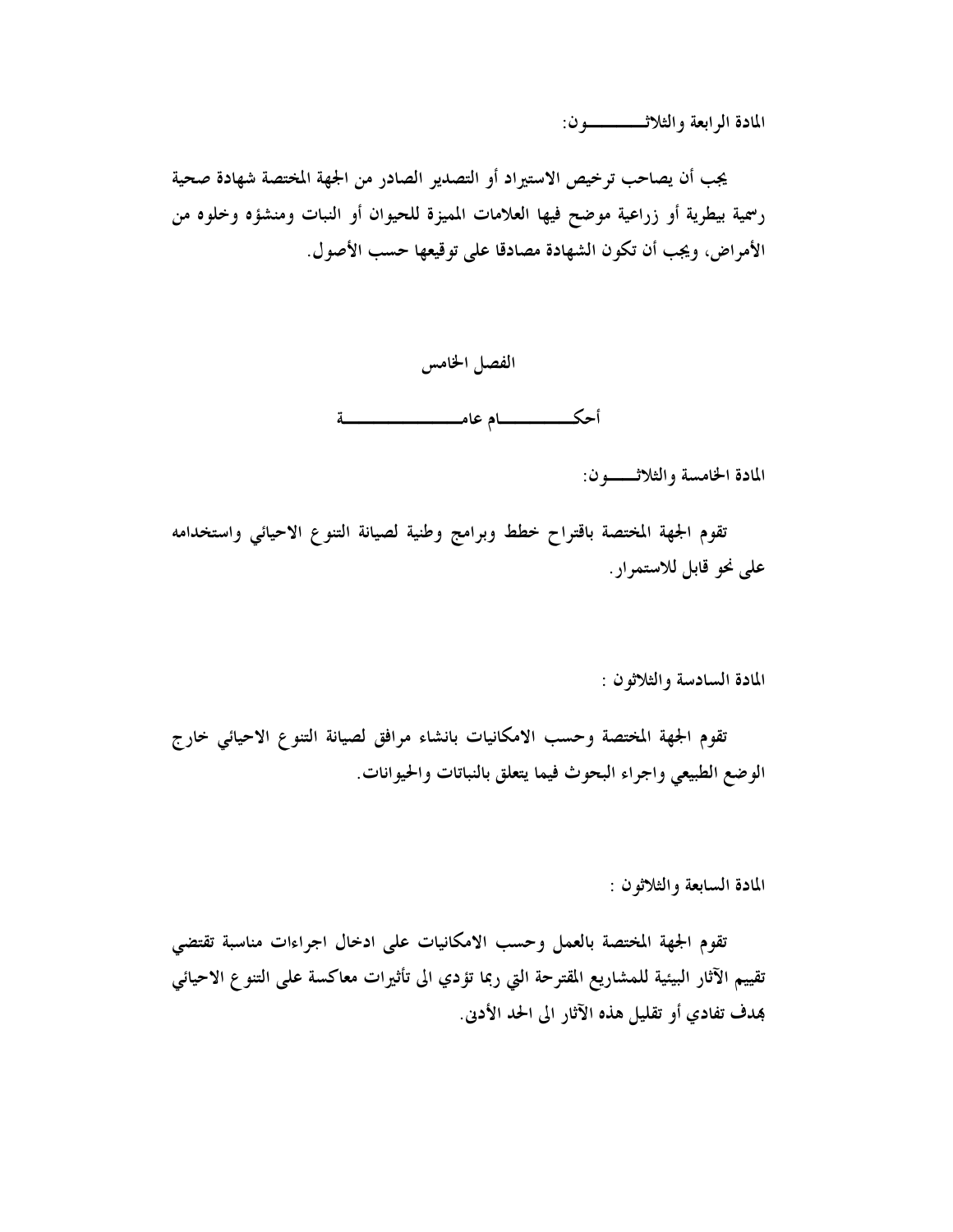**المادة الرابعة والثلاثـــــــــون:**

يجب أن يصاحب ترخيص الاستيراد أو التصدير الصادر من الجهة المختصة شهادة صحية رسمية بيطرية أو زراعية موضح فيها العلامات المميزة للحيوان أو النبات ومنشؤه وخلوه من الأمراض، ويجب أن تكون الشهادة مصادقا على توقيعها حسب الأصول.

## الفصل الخامس

## أحكـــــــــــام عامـــــــــــــــــة

**المادة الخامسة والثلاثـــــون:**

تقوم الجهة المختصة باقتراح خطط وبرامج وطنية لصيانة التنوع الاحيائي واستخدامه على نحو قابل للاستمرار.

**المادة السادسة والثلاثون :**

تقوم الجهة المختصة وحسب الامكانيات بانشاء مرافق لصيانة التنوع الاحيائي خارج الوضع الطبيعي واجراء البحوث فيما يتعلق بالنباتات والحيوانات.

**المادة السابعة والثلاثون :**

تقوم الجهة المختصة بالعمل وحسب الامكانيات على ادخال اجراءات مناسبة تقتضي تقييم الآثار البيئية للمشاريع المقترحة التي ربما تؤدي الى تأثيرات معاكسة على التنوع الاحيائي بهدف تفادي أو تقليل هذه الآثار الى الحد الأدنى.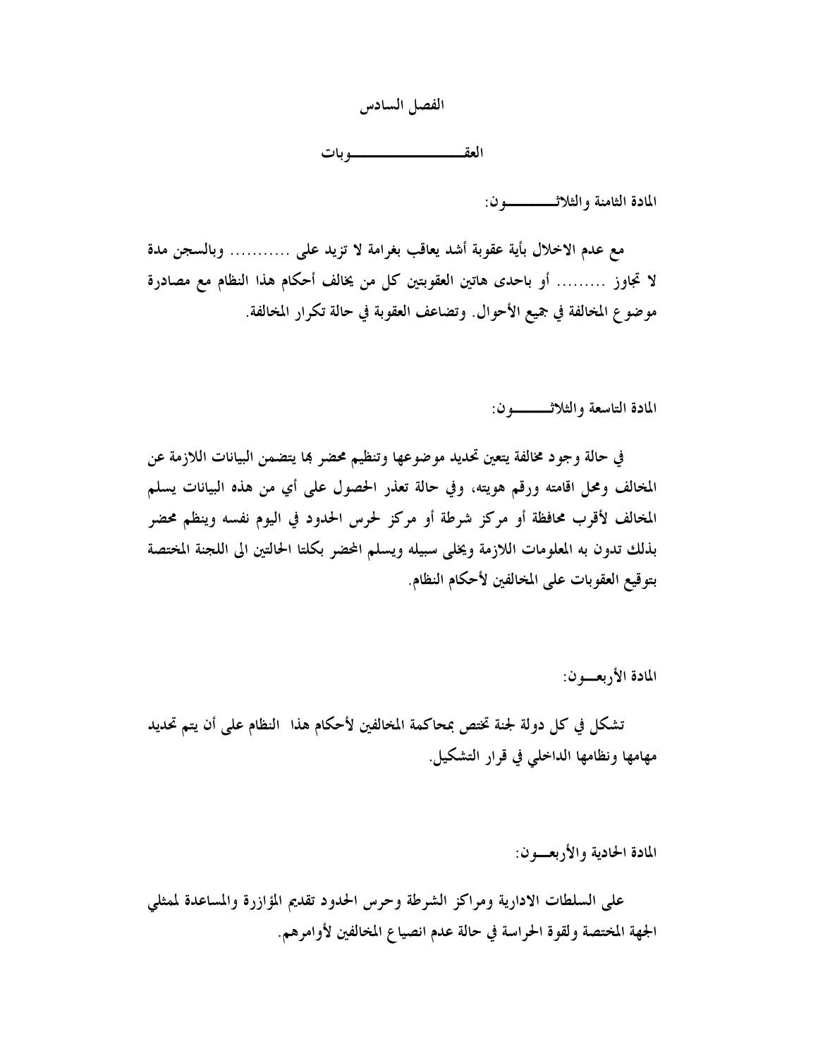## الفصل السادس

## العقـــــــــــــــــــــــوبات

**المادة الثامنة والثلاثـــــــــــون:**

مع عدم الاخلال بأية عقوبة أشد يعاقب بغرامة لا تزيد على ........... وبالسجن مدة لا تجاوز ......... أو باحدى هاتين العقوبتين كل من يخالف أحكام هذا النظام مع مصادرة موضوع المخالفة في جميع الأحوال. وتضاعف العقوبة في حالة تكرار المخالفة.

**المادة التاسعة والثلاثـــــــــون:**

في حالة وجود مخالفة يتعين تحديد موضوعها وتنظيم محضر بها يتضمن البيانات اللازمة عن المخالف ومحل اقامته ورقم هويته، وفي حالة تعذر الحصول على أي من هذه البيانات يسلم المخالف لأقرب محافظة أو مركز شرطة أو مركز لحرس الحدود في اليوم نفسه وينظم محضر بذلك تدون به المعلومات اللازمة ويخلى سبيله ويسلم المحضر بكلتا الحالتين الى اللجنة المختصة بتوقيع العقوبات على المخالفين لأحكام النظام.

**المادة الأربعـــون:**

تشكل في كل دولة لجنة تختص بمحاكمة المخالفين لأحكام هذا النظام على أن يتم تحديد مهامها ونظامها الداخلي في قرار التشكيل.

**المادة الحادية والأربعـــون:**

على السلطات الادارية ومراكز الشرطة وحرس الحدود تقديم المؤازرة والمساعدة لممثلي الجهة المختصة ولقوة الحراسة في حالة عدم انصياع المخالفين لأوامرهم.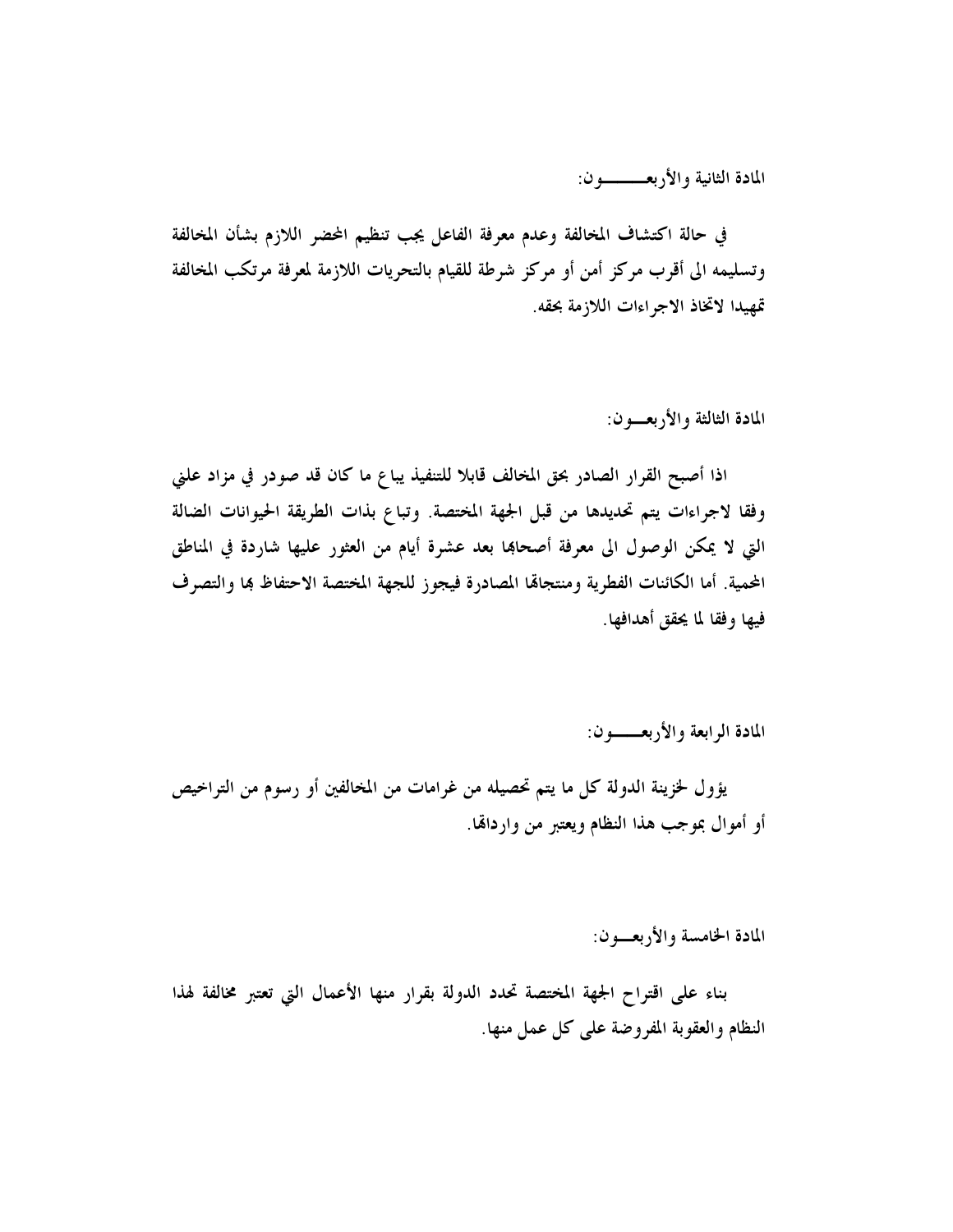**المادة الثانية والأربعـــــــون:**

في حالة اكتشاف المخالفة وعدم معرفة الفاعل يجب تنظيم المحضر اللازم بشأن المخالفة وتسليمه الى أقرب مركز أمن أو مركز شرطة للقيام بالتحريات اللازمة لمعرفة مرتكب المخالفة تمهيدا لاتخاذ الاجراءات اللازمة بحقه.

**المادة الثالثة والأربعـــون:**

اذا أصبح القرار الصادر بحق المخالف قابلا للتنفيذ يباع ما كان قد صودر في مزاد علني وفقا لاجراءات يتم تحديدها من قبل الجهة المختصة. وتباع بذات الطريقة الحيوانات الضالة التي لا يمكن الوصول الى معرفة أصحابها بعد عشرة أيام من العثور عليها شاردة في المناطق المحمية. أما الكائنات الفطرية ومنتجاتها المصادرة فيجوز للجهة المختصة الاحتفاظ بها والتصرف فيها وفقا لما يحقق أهدافها.

**المادة الرابعة والأربعــــــون:**

يؤول لخزينة الدولة كل ما يتم تحصيله من غرامات من المخالفين أو رسوم من التراخيص أو أموال بموجب هذا النظام ويعتبر من وارداتها.

**المادة الخامسة والأربعـــون:**

بناء على اقتراح الجهة المختصة تحدد الدولة بقرار منها الأعمال التي تعتبر مخالفة لهذا النظام والعقوبة المفروضة على كل عمل منها.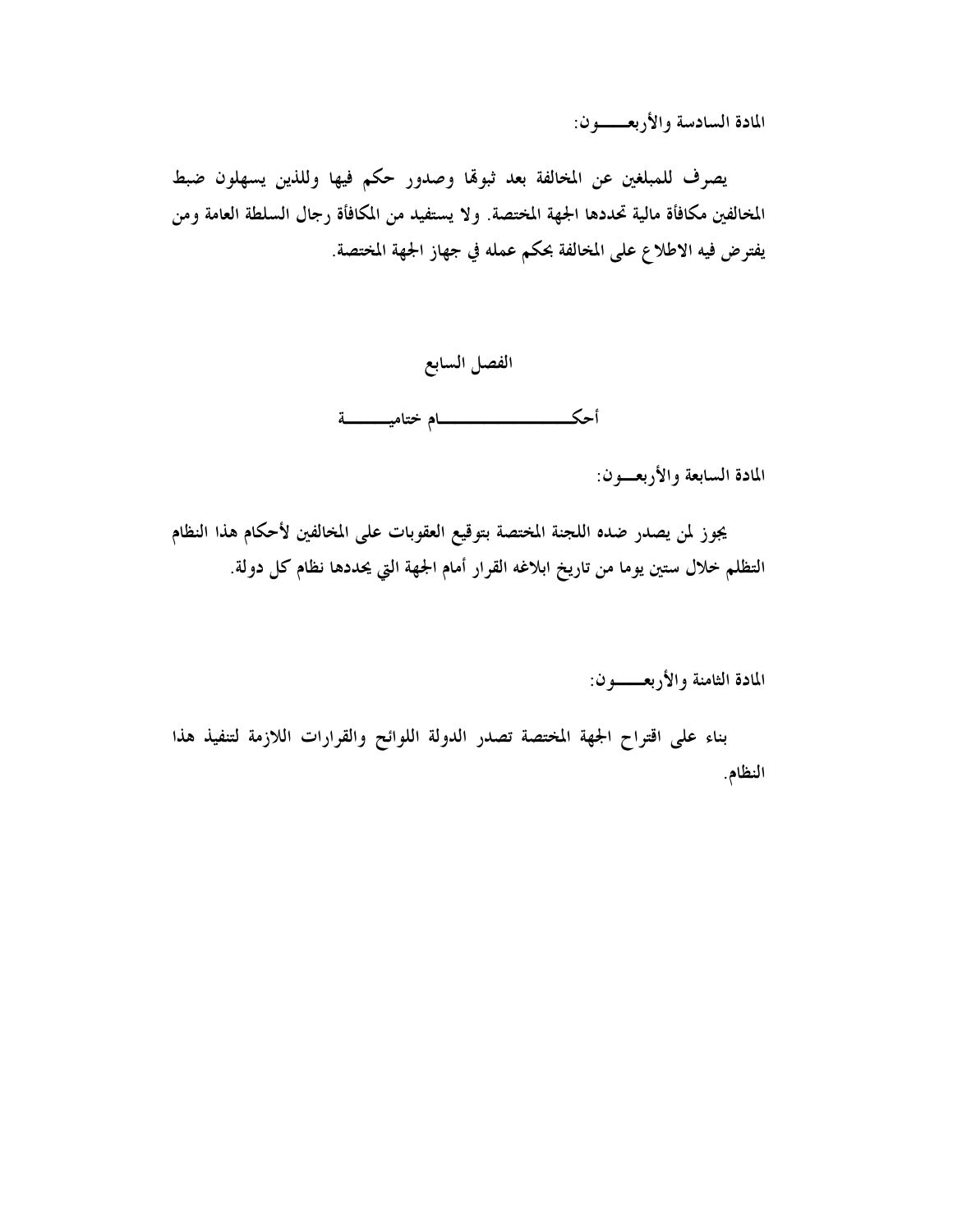المادة السادسة والأربعـــــون:

يصرف للمبلغين عن المخالفة بعد ثبوتها وصدور حكم فيها وللذين يسهلون ضبط المخالفين مكافأة مالية تحددها الجهة المختصة. ولا يستفيد من المكافأة رجال السلطة العامة ومن يفترض فيه الاطلاع على المخالفة بحكم عمله في جهاز الجهة المختصة.

## الفصل السابع

## أحكـــــــــــــــــــام ختاميـــــــة

المادة السابعة والأربعـــون:

يجوز لمن يصدر ضده اللجنة المختصة بتوقيع العقوبات على المخالفين لأحكام هذا النظام التظلم خلال ستين يوما من تاريخ ابلاغه القرار أمام الجهة التي يحددها نظام كل دولة.

المادة الثامنة والأربعـــــون:

بناء على اقتراح الجهة المختصة تصدر الدولة اللوائح والقرارات اللازمة لتنفيذ هذا النظام.